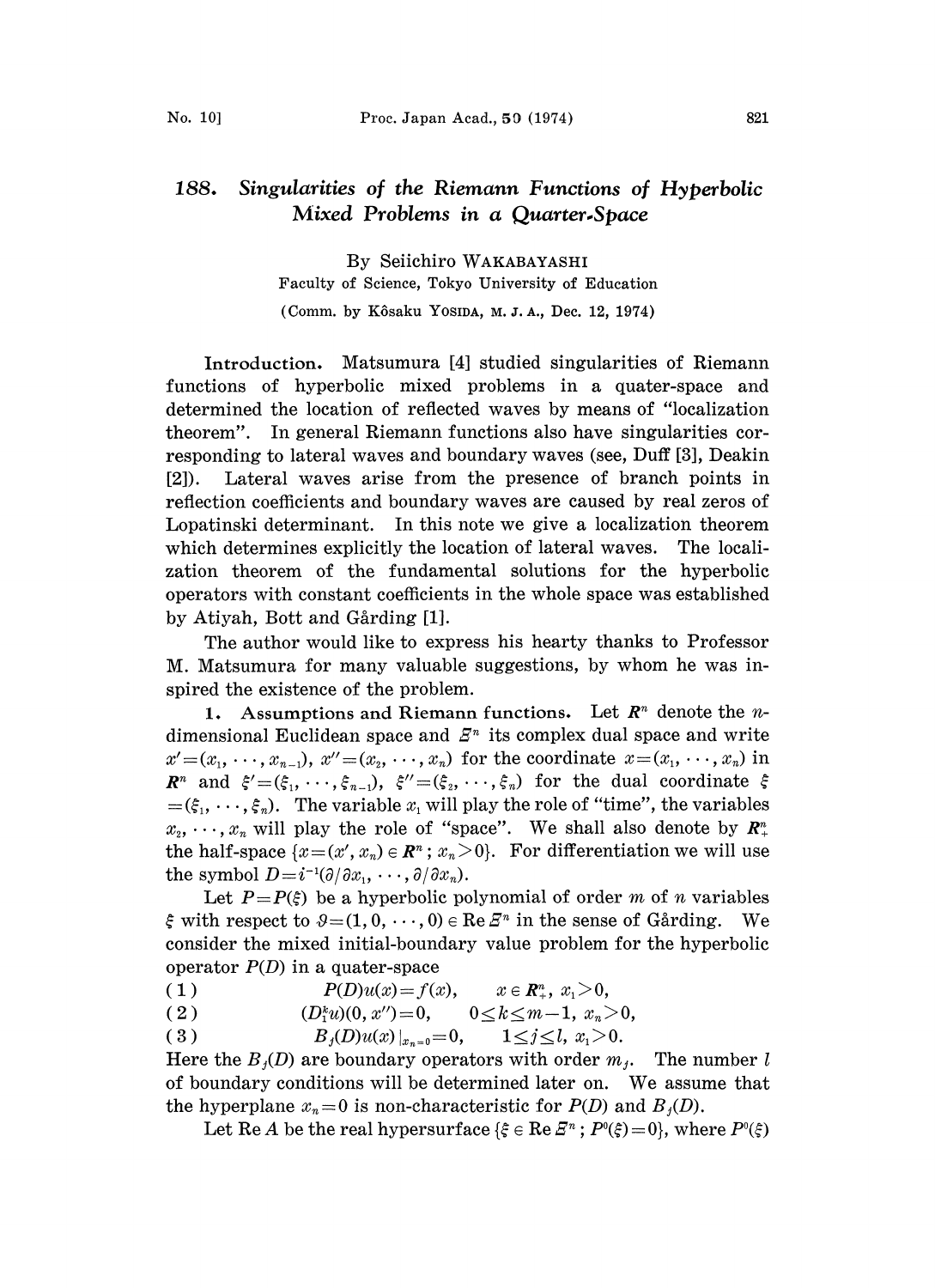# 188. *Singularities of the Riemann Functions of Hyperbolic Mixed Problems in a Quarter-Space*

By Seiichiro WAKABAYASHI

Faculty of Science, Tokyo University of Education

(Comm. by Kôsaku YOSIDA, M. J. A., Dec. 12, 1974)

**Introduction.** Matsumura [4] studied singularities of Riemann functions of hyperbolic mixed problems in a quater-space and determined the location of reflected waves by means of "localization theorem". In general Riemann functions also have singularities corresponding to lateral waves and boundary waves (see, Duff [3], Deakin [2]). Lateral waves arise from the presence of branch points in reflection coefficients and boundary waves are caused by real zeros of Lopatinski determinant. In this note we give a localization theorem which determines explicitly the location of lateral waves. The localization theorem of the fundamental solutions for the hyperbolic operators with constant coefficients in the whole space was established by Atiyah, Bott and Gårding [1].

The author would like to express his hearty thanks to Professor M. Matsumura for many valuable suggestions, by whom he was inspired the existence of the problem.

**1. Assumptions and Riemann functions.** Let $\boldsymbol{R}^n$ denote the $n$-dimensional Euclidean space and $\Xi^n$ its complex dual space and write $x'=(x_1,\cdots,x_{n-1})$, $x''=(x_2,\cdots,x_n)$ for the coordinate $x=(x_1,\cdots,x_n)$ in $\boldsymbol{R}^n$ and $\xi'=(\xi_1,\cdots,\xi_{n-1})$, $\xi''=(\xi_2,\cdots,\xi_n)$ for the dual coordinate $\xi=(\xi_1,\cdots,\xi_n)$. The variable $x_1$ will play the role of "time", the variables $x_2,\cdots,x_n$ will play the role of "space". We shall also denote by $\boldsymbol{R}^n_+$ the half-space $\{x=(x',x_n)\in\boldsymbol{R}^n;\, x_n>0\}$. For differentiation we will use the symbol $D=i^{-1}(\partial/\partial x_1,\cdots,\partial/\partial x_n)$.

Let $P=P(\xi)$ be a hyperbolic polynomial of order $m$ of $n$ variables $\xi$ with respect to $\vartheta=(1,0,\cdots,0)\in\operatorname{Re}\Xi^n$ in the sense of Gårding. We consider the mixed initial-boundary value problem for the hyperbolic operator $P(D)$ in a quater-space

$$(1)\qquad P(D)u(x)=f(x),\qquad x\in\boldsymbol{R}^n_+,\ x_1>0,$$

$$(2)\qquad (D_1^k u)(0,x'')=0,\qquad 0\le k\le m-1,\ x_n>0,$$

$$(3)\qquad B_j(D)u(x)|_{x_n=0}=0,\qquad 1\le j\le l,\ x_1>0.$$

Here the $B_j(D)$ are boundary operators with order $m_j$. The number $l$ of boundary conditions will be determined later on. We assume that the hyperplane $x_n=0$ is non-characteristic for $P(D)$ and $B_j(D)$.

Let $\operatorname{Re}A$ be the real hypersurface $\{\xi\in\operatorname{Re}\Xi^n;\, P^0(\xi)=0\}$, where $P^0(\xi)$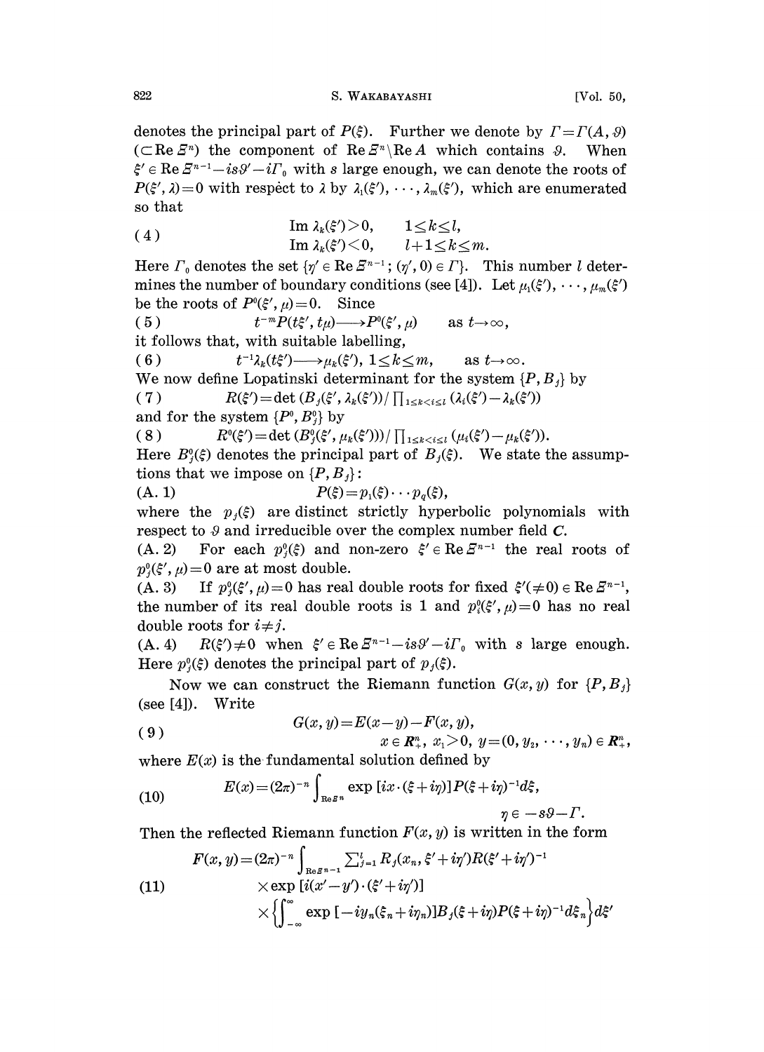denotes the principal part of $P(\xi)$. Further we denote by $\Gamma=\Gamma(A,\vartheta)$ $(\subset \mathrm{Re}\,\Xi^n)$ the component of $\mathrm{Re}\,\Xi^n \backslash \mathrm{Re}\,A$ which contains $\vartheta$. When $\xi' \in \mathrm{Re}\,\Xi^{n-1}-is\vartheta'-i\Gamma_0$ with $s$ large enough, we can denote the roots of $P(\xi',\lambda)=0$ with respect to $\lambda$ by $\lambda_1(\xi'),\cdots,\lambda_m(\xi')$, which are enumerated so that

$$
(4) \qquad \begin{array}{ll} \mathrm{Im}\,\lambda_k(\xi')>0, & 1\le k\le l, \\ \mathrm{Im}\,\lambda_k(\xi')<0, & l+1\le k\le m. \end{array}
$$

Here $\Gamma_0$ denotes the set $\{\eta' \in \mathrm{Re}\,\Xi^{n-1};\ (\eta',0)\in\Gamma\}$. This number $l$ determines the number of boundary conditions (see [4]). Let $\mu_1(\xi'),\cdots,\mu_m(\xi')$ be the roots of $P^0(\xi',\mu)=0$. Since

$$
(5) \qquad t^{-m}P(t\xi',t\mu)\longrightarrow P^0(\xi',\mu) \qquad \text{as } t\to\infty,
$$

it follows that, with suitable labelling,

$$
(6) \qquad t^{-1}\lambda_k(t\xi')\longrightarrow \mu_k(\xi'),\ 1\le k\le m, \qquad \text{as } t\to\infty.
$$

We now define Lopatinski determinant for the system $\{P,B_j\}$ by

$$
(7) \qquad R(\xi')=\det\left(B_j(\xi',\lambda_k(\xi'))\right)/\prod_{1\le k<i\le l}(\lambda_i(\xi')-\lambda_k(\xi'))
$$

and for the system $\{P^0,B_j^0\}$ by

$$
(8) \qquad R^0(\xi')=\det\left(B_j^0(\xi',\mu_k(\xi'))\right)/\prod_{1\le k<i\le l}(\mu_i(\xi')-\mu_k(\xi')).
$$

Here $B_j^0(\xi)$ denotes the principal part of $B_j(\xi)$. We state the assumptions that we impose on $\{P,B_j\}$:

(A. 1) $\qquad P(\xi)=p_1(\xi)\cdots p_q(\xi)$,

where the $p_j(\xi)$ are distinct strictly hyperbolic polynomials with respect to $\vartheta$ and irreducible over the complex number field $\boldsymbol{C}$.

(A. 2) For each $p_j^0(\xi)$ and non-zero $\xi'\in \mathrm{Re}\,\Xi^{n-1}$ the real roots of $p_j^0(\xi',\mu)=0$ are at most double.

(A. 3) If $p_j^0(\xi',\mu)=0$ has real double roots for fixed $\xi'(\neq 0)\in \mathrm{Re}\,\Xi^{n-1}$, the number of its real double roots is 1 and $p_i^0(\xi',\mu)=0$ has no real double roots for $i\neq j$.

(A. 4) $R(\xi')\neq 0$ when $\xi'\in \mathrm{Re}\,\Xi^{n-1}-is\vartheta'-i\Gamma_0$ with $s$ large enough. Here $p_j^0(\xi)$ denotes the principal part of $p_j(\xi)$.

Now we can construct the Riemann function $G(x,y)$ for $\{P,B_j\}$ (see [4]). Write

$$
(9) \qquad G(x,y)=E(x-y)-F(x,y), \qquad x\in \boldsymbol{R}_+^n,\ x_1>0,\ y=(0,y_2,\cdots,y_n)\in \boldsymbol{R}_+^n,
$$

where $E(x)$ is the fundamental solution defined by

$$
(10) \qquad E(x)=(2\pi)^{-n}\int_{\mathrm{Re}\,\Xi^n}\exp\left[ix\cdot(\xi+i\eta)\right]P(\xi+i\eta)^{-1}d\xi, \qquad \eta\in -s\vartheta-\Gamma.
$$

Then the reflected Riemann function $F(x,y)$ is written in the form

$$
(11) \qquad \begin{aligned} F(x,y)=(2\pi)^{-n}\int_{\mathrm{Re}\,\Xi^{n-1}} & \sum_{j=1}^{l} R_j(x_n,\xi'+i\eta')R(\xi'+i\eta')^{-1} \\ & \times \exp\left[i(x'-y')\cdot(\xi'+i\eta')\right] \\ & \times\left\{\int_{-\infty}^{\infty}\exp\left[-iy_n(\xi_n+i\eta_n)\right]B_j(\xi+i\eta)P(\xi+i\eta)^{-1}d\xi_n\right\}d\xi' \end{aligned}
$$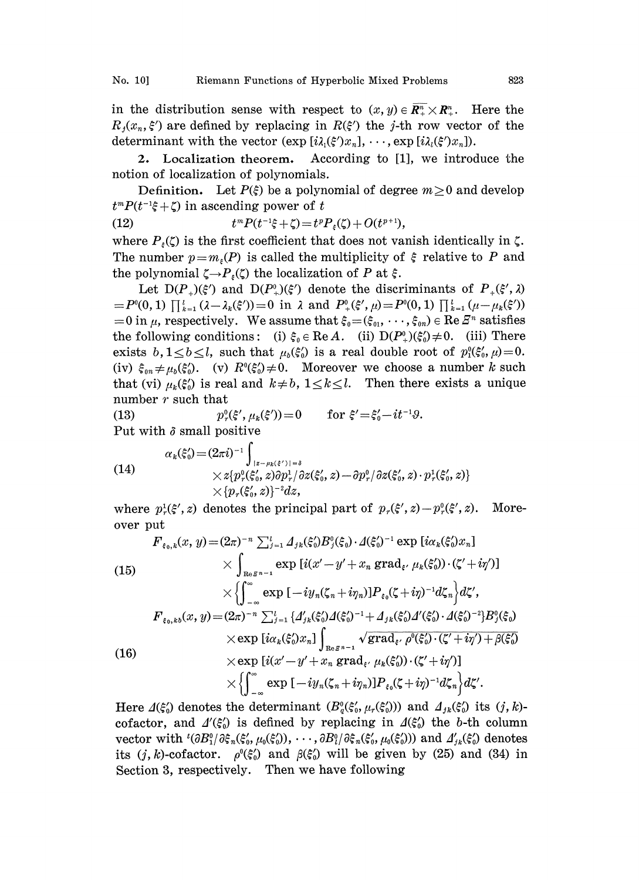in the distribution sense with respect to $(x, y) \in \overline{\boldsymbol{R}^n_+} \times \boldsymbol{R}^n_+$. Here the $R_j(x_n, \xi')$ are defined by replacing in $R(\xi')$ the $j$-th row vector of the determinant with the vector $(\exp[i\lambda_1(\xi')x_n], \cdots, \exp[i\lambda_l(\xi')x_n])$.

**2. Localization theorem.** According to [1], we introduce the notion of localization of polynomials.

**Definition.** Let $P(\xi)$ be a polynomial of degree $m \geq 0$ and develop $t^m P(t^{-1}\xi + \zeta)$ in ascending power of $t$

$$t^m P(t^{-1}\xi + \zeta) = t^p P_\xi(\zeta) + O(t^{p+1}), \tag{12}$$

where $P_\xi(\zeta)$ is the first coefficient that does not vanish identically in $\zeta$. The number $p = m_\xi(P)$ is called the multiplicity of $\xi$ relative to $P$ and the polynomial $\zeta \to P_\xi(\zeta)$ the localization of $P$ at $\xi$.

Let $\mathrm{D}(P_+)(\xi')$ and $\mathrm{D}(P^0_+)(\xi')$ denote the discriminants of $P_+(\xi', \lambda) = P^0(0, 1)\prod_{k=1}^{l}(\lambda - \lambda_k(\xi')) = 0$ in $\lambda$ and $P^0_+(\xi', \mu) = P^0(0, 1)\prod_{k=1}^{l}(\mu - \mu_k(\xi')) = 0$ in $\mu$, respectively. We assume that $\xi_0 = (\xi_{01}, \cdots, \xi_{0n}) \in \mathrm{Re}\, \Xi^n$ satisfies the following conditions: (i) $\xi_0 \in \mathrm{Re}\, A$. (ii) $\mathrm{D}(P^0_+)(\xi'_0) \neq 0$. (iii) There exists $b, 1 \leq b \leq l$, such that $\mu_b(\xi'_0)$ is a real double root of $p^0_1(\xi'_0, \mu) = 0$. (iv) $\xi_{0n} \neq \mu_b(\xi'_0)$. (v) $R^0(\xi'_0) \neq 0$. Moreover we choose a number $k$ such that (vi) $\mu_k(\xi'_0)$ is real and $k \neq b$, $1 \leq k \leq l$. Then there exists a unique number $r$ such that

$$p^0_r(\xi', \mu_k(\xi')) = 0 \qquad \text{for } \xi' = \xi'_0 - it^{-1}\vartheta. \tag{13}$$

Put with $\delta$ small positive

$$\begin{aligned} \alpha_k(\xi'_0) = (2\pi i)^{-1} \int_{|z - \mu_k(\xi')| = \delta} & z\{p^0_r(\xi'_0, z)\partial p^1_r/\partial z(\xi'_0, z) - \partial p^0_r/\partial z(\xi'_0, z) \cdot p^1_r(\xi'_0, z)\} \\ & \times \{p_r(\xi'_0, z)\}^{-2} dz, \end{aligned} \tag{14}$$

where $p^1_r(\xi', z)$ denotes the principal part of $p_r(\xi', z) - p^0_r(\xi', z)$. Moreover put

$$\begin{aligned} F_{\xi_0, k}(x, y) = (2\pi)^{-n} & \sum_{j=1}^{l} \Delta_{jk}(\xi'_0) B^0_j(\xi_0) \cdot \Delta(\xi'_0)^{-1} \exp[i\alpha_k(\xi'_0)x_n] \\ & \times \int_{\mathrm{Re}\, \Xi^{n-1}} \exp[i(x' - y' + x_n \operatorname{grad}_{\xi'} \mu_k(\xi'_0)) \cdot (\zeta' + i\eta')] \\ & \times \left\{\int_{-\infty}^{\infty} \exp[-iy_n(\zeta_n + i\eta_n)] P_{\xi_0}(\zeta + i\eta)^{-1} d\zeta_n\right\} d\zeta', \end{aligned} \tag{15}$$

$$\begin{aligned} F_{\xi_0, kb}(x, y) = (2\pi)^{-n} & \sum_{j=1}^{l} \{\Delta'_{jk}(\xi'_0)\Delta(\xi'_0)^{-1} + \Delta_{jk}(\xi'_0)\Delta'(\xi'_0) \cdot \Delta(\xi'_0)^{-2}\} B^0_j(\xi_0) \\ & \times \exp[i\alpha_k(\xi'_0)x_n] \int_{\mathrm{Re}\, \Xi^{n-1}} \sqrt{\operatorname{grad}_{\xi'} \rho^0(\xi'_0) \cdot (\zeta' + i\eta') + \beta(\xi'_0)} \\ & \times \exp[i(x' - y' + x_n \operatorname{grad}_{\xi'} \mu_k(\xi'_0)) \cdot (\zeta' + i\eta')] \\ & \times \left\{\int_{-\infty}^{\infty} \exp[-iy_n(\zeta_n + i\eta_n)] P_{\xi_0}(\zeta + i\eta)^{-1} d\zeta_n\right\} d\zeta'. \end{aligned} \tag{16}$$

Here $\Delta(\xi'_0)$ denotes the determinant $(B^0_q(\xi'_0, \mu_r(\xi'_0)))$ and $\Delta_{jk}(\xi'_0)$ its $(j, k)$-cofactor, and $\Delta'(\xi'_0)$ is defined by replacing in $\Delta(\xi'_0)$ the $b$-th column vector with ${}^t(\partial B^0_1/\partial \xi_n(\xi'_0, \mu_0(\xi'_0)), \cdots, \partial B^0_l/\partial \xi_n(\xi'_0, \mu_0(\xi'_0)))$ and $\Delta'_{jk}(\xi'_0)$ denotes its $(j, k)$-cofactor. $\rho^0(\xi'_0)$ and $\beta(\xi'_0)$ will be given by (25) and (34) in Section 3, respectively. Then we have following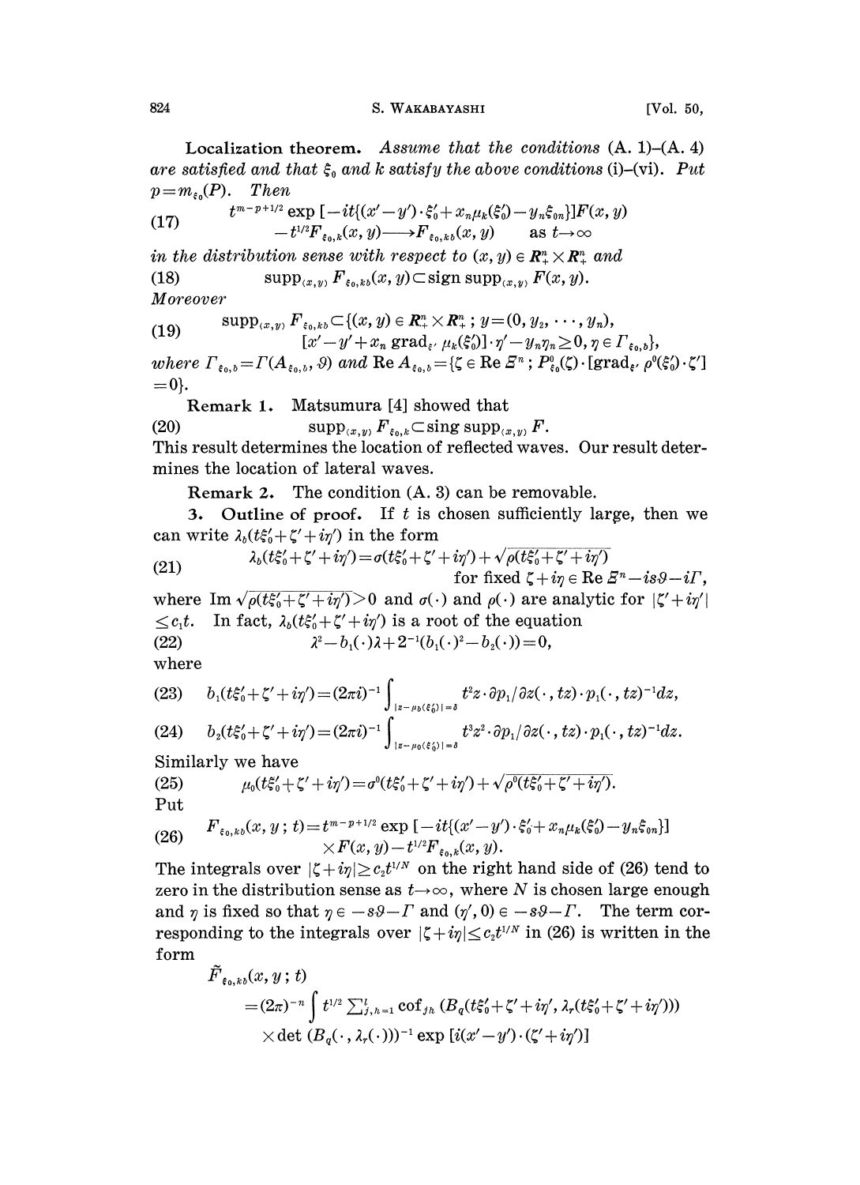**Localization theorem.** *Assume that the conditions* (A. 1)–(A. 4) *are satisfied and that* $\xi_0$ *and* $k$ *satisfy the above conditions* (i)–(vi). *Put* $p=m_{\xi_0}(P)$. *Then*

$$t^{m-p+1/2}\exp[-it\{(x'-y')\cdot\xi_0'+x_n\mu_k(\xi_0')-y_n\xi_{0n}\}]F(x,y)-t^{1/2}F_{\xi_0,k}(x,y)\longrightarrow F_{\xi_0,kb}(x,y)\quad \text{as } t\to\infty \tag{17}$$

*in the distribution sense with respect to* $(x,y)\in \boldsymbol{R}^n_+\times\boldsymbol{R}^n_+$ *and*

$$\operatorname{supp}_{(x,y)} F_{\xi_0,kb}(x,y)\subset \operatorname{sign}\operatorname{supp}_{(x,y)} F(x,y). \tag{18}$$

*Moreover*

$$\operatorname{supp}_{(x,y)} F_{\xi_0,kb}\subset\{(x,y)\in \boldsymbol{R}^n_+\times\boldsymbol{R}^n_+\,;\,y=(0,y_2,\cdots,y_n),\ [x'-y'+x_n\operatorname{grad}_{\xi'}\mu_k(\xi_0')]\cdot\eta'-y_n\eta_n\geq 0,\eta\in\Gamma_{\xi_0,b}\}, \tag{19}$$

*where* $\Gamma_{\xi_0,b}=\Gamma(A_{\xi_0,b},\vartheta)$ *and* $\operatorname{Re} A_{\xi_0,b}=\{\zeta\in\operatorname{Re}\Xi^n\,;\,P^0_{\xi_0}(\zeta)\cdot[\operatorname{grad}_{\xi'}\rho^0(\xi_0')\cdot\zeta']=0\}$.

**Remark 1.** Matsumura [4] showed that

$$\operatorname{supp}_{(x,y)} F_{\xi_0,k}\subset \operatorname{sing}\operatorname{supp}_{(x,y)} F. \tag{20}$$

This result determines the location of reflected waves. Our result determines the location of lateral waves.

**Remark 2.** The condition (A. 3) can be removable.

**3. Outline of proof.** If $t$ is chosen sufficiently large, then we can write $\lambda_b(t\xi_0'+\zeta'+i\eta')$ in the form

$$\lambda_b(t\xi_0'+\zeta'+i\eta')=\sigma(t\xi_0'+\zeta'+i\eta')+\sqrt{\rho(t\xi_0'+\zeta'+i\eta')}\quad \text{for fixed } \zeta+i\eta\in\operatorname{Re}\Xi^n-is\vartheta-i\Gamma, \tag{21}$$

where $\operatorname{Im}\sqrt{\rho(t\xi_0'+\zeta'+i\eta')}>0$ and $\sigma(\cdot)$ and $\rho(\cdot)$ are analytic for $|\zeta'+i\eta'|\leq c_1 t$. In fact, $\lambda_b(t\xi_0'+\zeta'+i\eta')$ is a root of the equation

$$\lambda^2-b_1(\cdot)\lambda+2^{-1}(b_1(\cdot)^2-b_2(\cdot))=0, \tag{22}$$

where

$$b_1(t\xi_0'+\zeta'+i\eta')=(2\pi i)^{-1}\int_{|z-\mu_b(\xi_0')|=\delta} t^2 z\cdot\partial p_1/\partial z(\cdot,tz)\cdot p_1(\cdot,tz)^{-1}dz, \tag{23}$$

$$b_2(t\xi_0'+\zeta'+i\eta')=(2\pi i)^{-1}\int_{|z-\mu_0(\xi_0')|=\delta} t^3 z^2\cdot\partial p_1/\partial z(\cdot,tz)\cdot p_1(\cdot,tz)^{-1}dz. \tag{24}$$

Similarly we have

$$\mu_0(t\xi_0'+\zeta'+i\eta')=\sigma^0(t\xi_0'+\zeta'+i\eta')+\sqrt{\rho^0(t\xi_0'+\zeta'+i\eta')}. \tag{25}$$

Put

$$F_{\xi_0,kb}(x,y\,;\,t)=t^{m-p+1/2}\exp[-it\{(x'-y')\cdot\xi_0'+x_n\mu_k(\xi_0')-y_n\xi_{0n}\}]\times F(x,y)-t^{1/2}F_{\xi_0,k}(x,y). \tag{26}$$

The integrals over $|\zeta+i\eta|\geq c_2 t^{1/N}$ on the right hand side of (26) tend to zero in the distribution sense as $t\to\infty$, where $N$ is chosen large enough and $\eta$ is fixed so that $\eta\in -s\vartheta-\Gamma$ and $(\eta',0)\in -s\vartheta-\Gamma$. The term corresponding to the integrals over $|\zeta+i\eta|\leq c_2 t^{1/N}$ in (26) is written in the form

$$\begin{aligned}
&\tilde{F}_{\xi_0,kb}(x,y\,;\,t)\\
&=(2\pi)^{-n}\int t^{1/2}\textstyle\sum_{j,h=1}^{l}\operatorname{cof}_{jh}(B_q(t\xi_0'+\zeta'+i\eta',\lambda_r(t\xi_0'+\zeta'+i\eta')))\\
&\quad\times\det(B_q(\cdot,\lambda_r(\cdot)))^{-1}\exp[i(x'-y')\cdot(\zeta'+i\eta')]
\end{aligned}$$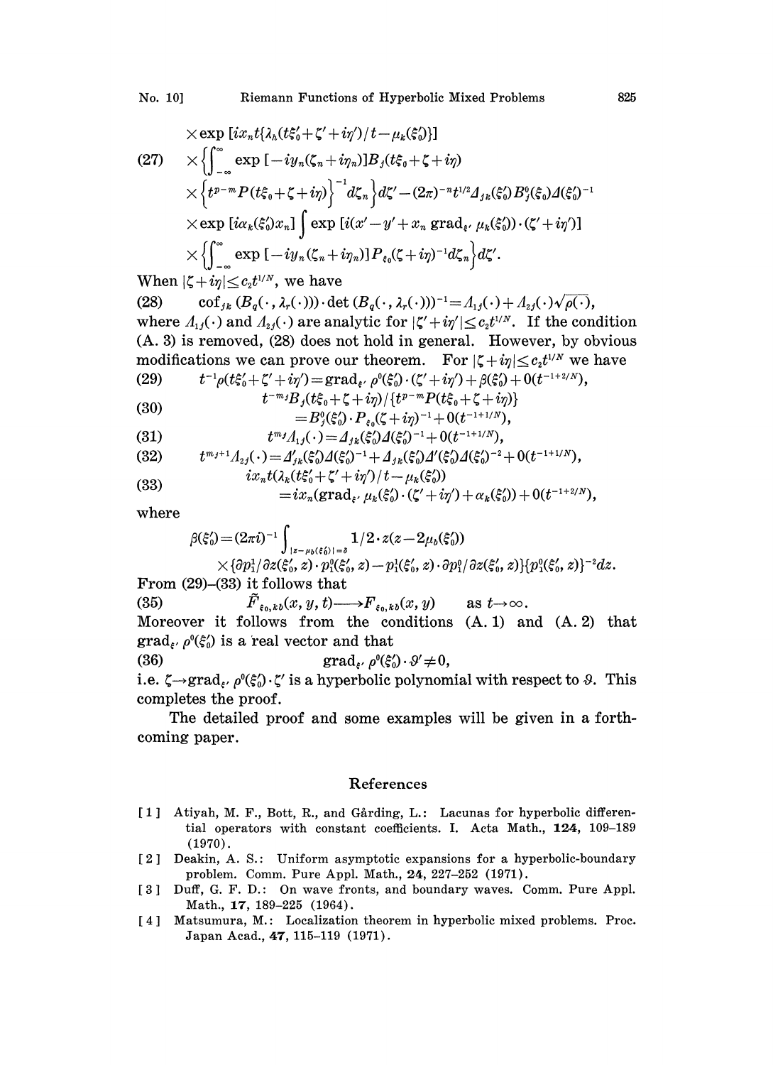$$
\begin{aligned}
&\times \exp\,[ix_n t\{\lambda_h(t\xi_0' + \zeta' + i\eta')/t - \mu_k(\xi_0')\}] \\
(27) \quad &\times \left\{ \int_{-\infty}^{\infty} \exp\,[-iy_n(\zeta_n + i\eta_n)] B_j(t\xi_0 + \zeta + i\eta) \right. \\
&\times \left. \left\{ t^{p-m} P(t\xi_0 + \zeta + i\eta) \right\}^{-1} d\zeta_n \right\} d\zeta' - (2\pi)^{-n} t^{1/2} \Delta_{jk}(\xi_0') B_j^0(\xi_0) \Delta(\xi_0')^{-1} \\
&\times \exp\,[i\alpha_k(\xi_0') x_n] \int \exp\,[i(x' - y' + x_n \operatorname{grad}_{\xi'} \mu_k(\xi_0')) \cdot (\zeta' + i\eta')] \\
&\times \left\{ \int_{-\infty}^{\infty} \exp\,[-iy_n(\zeta_n + i\eta_n)] P_{\xi_0}(\zeta + i\eta)^{-1} d\zeta_n \right\} d\zeta'.
\end{aligned}
$$

When $|\zeta + i\eta| \le c_2 t^{1/N}$, we have

$$
(28) \qquad \operatorname{cof}_{jk}(B_q(\cdot, \lambda_r(\cdot))) \cdot \det(B_q(\cdot, \lambda_r(\cdot)))^{-1} = \Lambda_{1j}(\cdot) + \Lambda_{2j}(\cdot)\sqrt{\rho(\cdot)},
$$

where $\Lambda_{1j}(\cdot)$ and $\Lambda_{2j}(\cdot)$ are analytic for $|\zeta' + i\eta'| \le c_2 t^{1/N}$. If the condition (A. 3) is removed, (28) does not hold in general. However, by obvious modifications we can prove our theorem. For $|\zeta + i\eta| \le c_2 t^{1/N}$ we have

$$
(29) \qquad t^{-1}\rho(t\xi_0' + \zeta' + i\eta') = \operatorname{grad}_{\xi'} \rho^0(\xi_0') \cdot (\zeta' + i\eta') + \beta(\xi_0') + 0(t^{-1+2/N}),
$$

$$
(30) \qquad \begin{aligned} t^{-m_j} B_j(t\xi_0 + \zeta + i\eta) / \{t^{p-m} P(t\xi_0 + \zeta + i\eta)\} \\ = B_j^0(\xi_0') \cdot P_{\xi_0}(\zeta + i\eta)^{-1} + 0(t^{-1+1/N}), \end{aligned}
$$

$$
(31) \qquad t^{m_j} \Lambda_{1j}(\cdot) = \Delta_{jk}(\xi_0') \Delta(\xi_0')^{-1} + 0(t^{-1+1/N}),
$$

$$
(32) \qquad t^{m_j+1} \Lambda_{2j}(\cdot) = \Delta'_{jk}(\xi_0') \Delta(\xi_0')^{-1} + \Delta_{jk}(\xi_0') \Delta'(\xi_0') \Delta(\xi_0')^{-2} + 0(t^{-1+1/N}),
$$

$$
(33) \qquad \begin{aligned} ix_n t(\lambda_k(t\xi_0' + \zeta' + i\eta')/t - \mu_k(\xi_0')) \\ = ix_n(\operatorname{grad}_{\xi'} \mu_k(\xi_0') \cdot (\zeta' + i\eta') + \alpha_k(\xi_0')) + 0(t^{-1+2/N}), \end{aligned}
$$

where

$$
\begin{aligned}
\beta(\xi_0') = (2\pi i)^{-1} \int_{|z - \mu_b(\xi_0')| = \delta} & 1/2 \cdot z(z - 2\mu_b(\xi_0')) \\
& \times \{\partial p_1^1 / \partial z(\xi_0', z) \cdot p_1^0(\xi_0', z) - p_1^1(\xi_0', z) \cdot \partial p_1^0 / \partial z(\xi_0', z)\} \{p_1^0(\xi_0', z)\}^{-2} dz.
\end{aligned}
$$

From (29)–(33) it follows that

$$
(35) \qquad \tilde{F}_{\xi_0, kb}(x, y, t) \longrightarrow F_{\xi_0, kb}(x, y) \qquad \text{as } t \to \infty.
$$

Moreover it follows from the conditions (A. 1) and (A. 2) that $\operatorname{grad}_{\xi'} \rho^0(\xi_0')$ is a real vector and that

$$
(36) \qquad \operatorname{grad}_{\xi'} \rho^0(\xi_0') \cdot \vartheta' \neq 0,
$$

i.e. $\zeta \to \operatorname{grad}_{\xi'} \rho^0(\xi_0') \cdot \zeta'$ is a hyperbolic polynomial with respect to $\vartheta$. This completes the proof.

The detailed proof and some examples will be given in a forthcoming paper.

## References

[1] Atiyah, M. F., Bott, R., and Gårding, L.: Lacunas for hyperbolic differential operators with constant coefficients. I. Acta Math., **124**, 109–189 (1970).

[2] Deakin, A. S.: Uniform asymptotic expansions for a hyperbolic-boundary problem. Comm. Pure Appl. Math., **24**, 227–252 (1971).

[3] Duff, G. F. D.: On wave fronts, and boundary waves. Comm. Pure Appl. Math., **17**, 189–225 (1964).

[4] Matsumura, M.: Localization theorem in hyperbolic mixed problems. Proc. Japan Acad., **47**, 115–119 (1971).